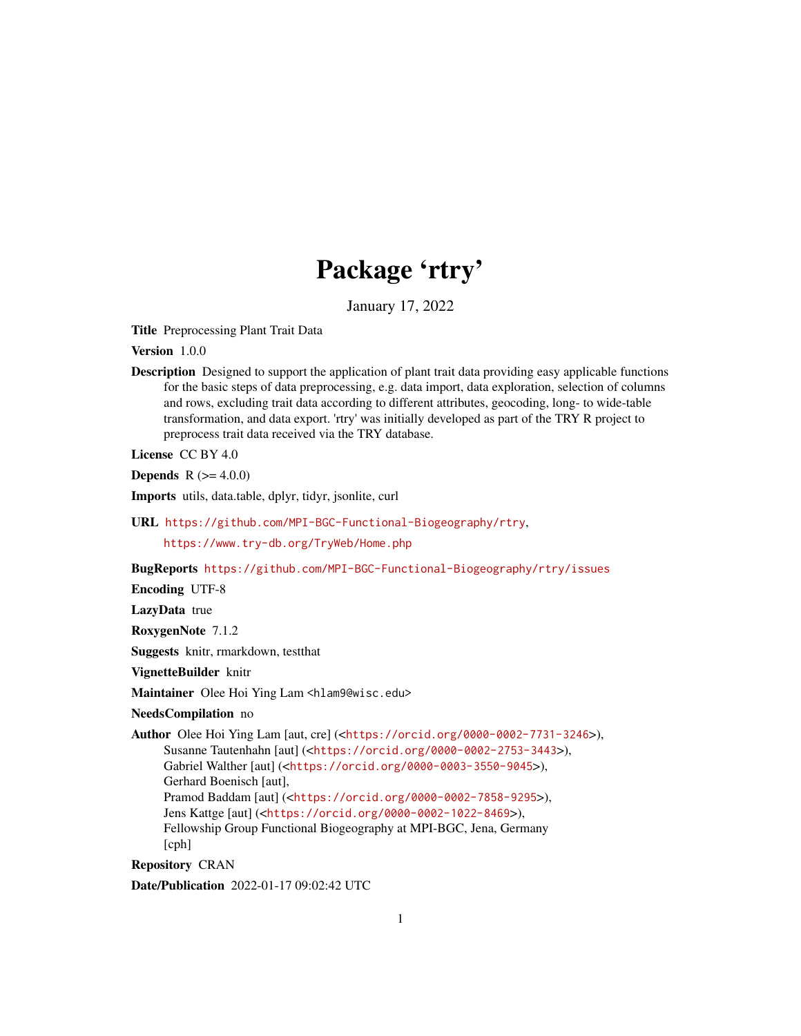# Package 'rtry'

January 17, 2022

**Title** Preprocessing Plant Trait Data

**Version** 1.0.0

**Description** Designed to support the application of plant trait data providing easy applicable functions for the basic steps of data preprocessing, e.g. data import, data exploration, selection of columns and rows, excluding trait data according to different attributes, geocoding, long- to wide-table transformation, and data export. 'rtry' was initially developed as part of the TRY R project to preprocess trait data received via the TRY database.

**License** CC BY 4.0

**Depends** R (>= 4.0.0)

**Imports** utils, data.table, dplyr, tidyr, jsonlite, curl

**URL** https://github.com/MPI-BGC-Functional-Biogeography/rtry,
https://www.try-db.org/TryWeb/Home.php

**BugReports** https://github.com/MPI-BGC-Functional-Biogeography/rtry/issues

**Encoding** UTF-8

**LazyData** true

**RoxygenNote** 7.1.2

**Suggests** knitr, rmarkdown, testthat

**VignetteBuilder** knitr

**Maintainer** Olee Hoi Ying Lam <hlam9@wisc.edu>

**NeedsCompilation** no

**Author** Olee Hoi Ying Lam [aut, cre] (<https://orcid.org/0000-0002-7731-3246>),
Susanne Tautenhahn [aut] (<https://orcid.org/0000-0002-2753-3443>),
Gabriel Walther [aut] (<https://orcid.org/0000-0003-3550-9045>),
Gerhard Boenisch [aut],
Pramod Baddam [aut] (<https://orcid.org/0000-0002-7858-9295>),
Jens Kattge [aut] (<https://orcid.org/0000-0002-1022-8469>),
Fellowship Group Functional Biogeography at MPI-BGC, Jena, Germany [cph]

**Repository** CRAN

**Date/Publication** 2022-01-17 09:02:42 UTC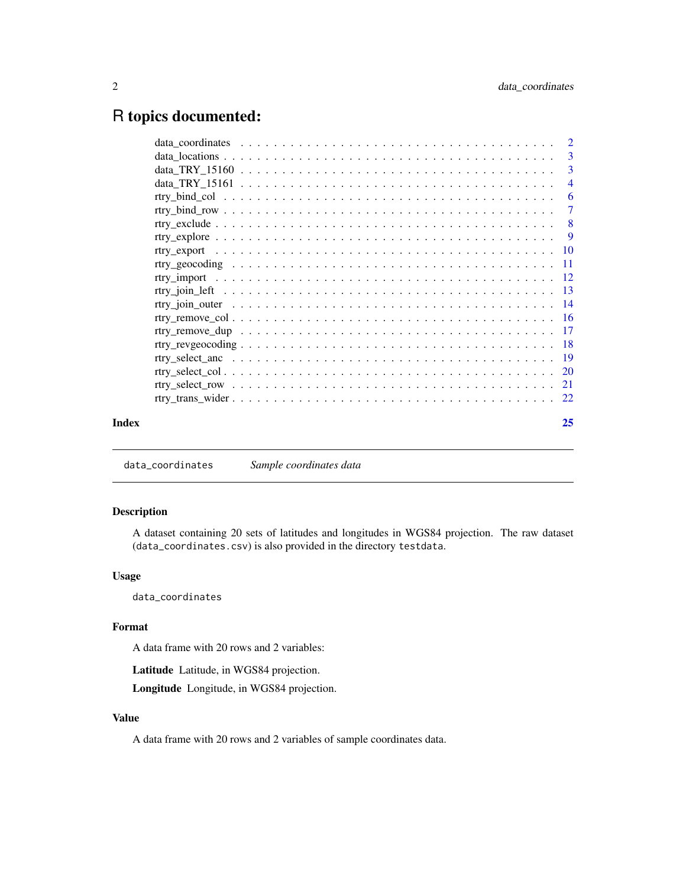# R topics documented:

| | |
|---|---|
| data_coordinates | 2 |
| data_locations | 3 |
| data_TRY_15160 | 3 |
| data_TRY_15161 | 4 |
| rtry_bind_col | 6 |
| rtry_bind_row | 7 |
| rtry_exclude | 8 |
| rtry_explore | 9 |
| rtry_export | 10 |
| rtry_geocoding | 11 |
| rtry_import | 12 |
| rtry_join_left | 13 |
| rtry_join_outer | 14 |
| rtry_remove_col | 16 |
| rtry_remove_dup | 17 |
| rtry_revgeocoding | 18 |
| rtry_select_anc | 19 |
| rtry_select_col | 20 |
| rtry_select_row | 21 |
| rtry_trans_wider | 22 |
| **Index** | **25** |

---

`data_coordinates` *Sample coordinates data*

---

### Description

A dataset containing 20 sets of latitudes and longitudes in WGS84 projection. The raw dataset (`data_coordinates.csv`) is also provided in the directory `testdata`.

### Usage

```
data_coordinates
```

### Format

A data frame with 20 rows and 2 variables:

**Latitude** Latitude, in WGS84 projection.

**Longitude** Longitude, in WGS84 projection.

### Value

A data frame with 20 rows and 2 variables of sample coordinates data.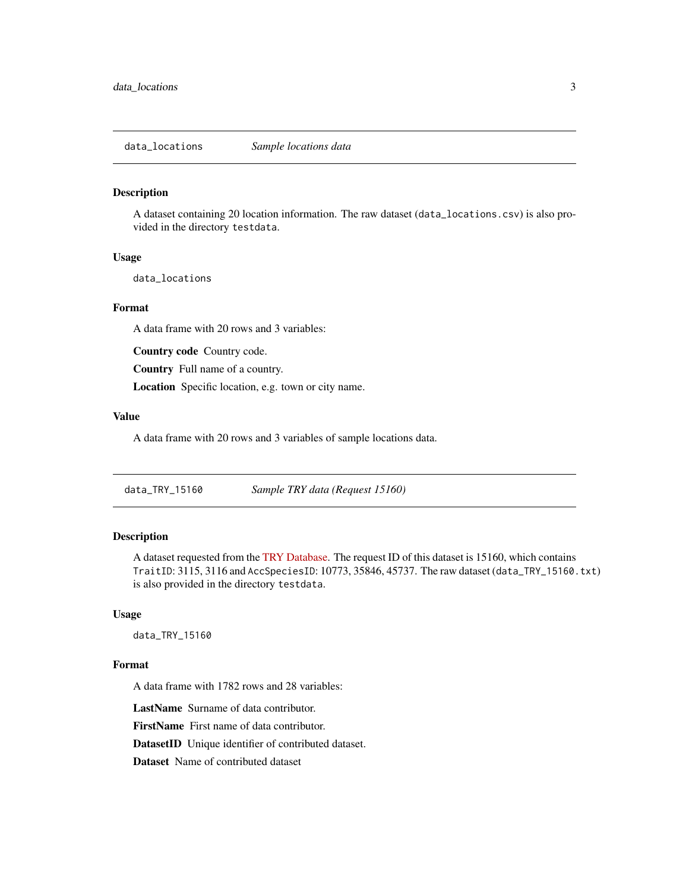## data_locations *Sample locations data*

### Description

A dataset containing 20 location information. The raw dataset (`data_locations.csv`) is also provided in the directory `testdata`.

### Usage

```
data_locations
```

### Format

A data frame with 20 rows and 3 variables:

**Country code** Country code.

**Country** Full name of a country.

**Location** Specific location, e.g. town or city name.

### Value

A data frame with 20 rows and 3 variables of sample locations data.

## data_TRY_15160 *Sample TRY data (Request 15160)*

### Description

A dataset requested from the TRY Database. The request ID of this dataset is 15160, which contains `TraitID`: 3115, 3116 and `AccSpeciesID`: 10773, 35846, 45737. The raw dataset (`data_TRY_15160.txt`) is also provided in the directory `testdata`.

### Usage

```
data_TRY_15160
```

### Format

A data frame with 1782 rows and 28 variables:

**LastName** Surname of data contributor.

**FirstName** First name of data contributor.

**DatasetID** Unique identifier of contributed dataset.

**Dataset** Name of contributed dataset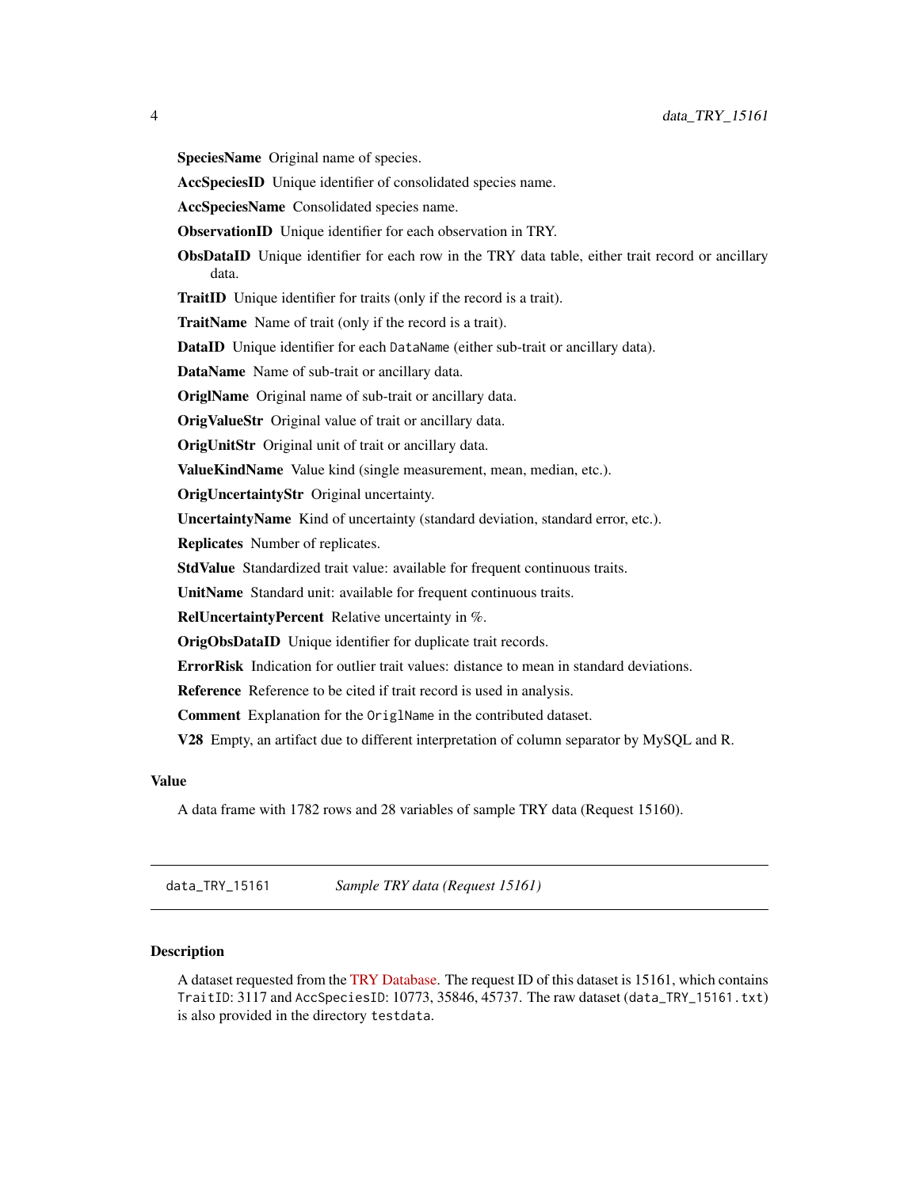**SpeciesName** Original name of species.

**AccSpeciesID** Unique identifier of consolidated species name.

**AccSpeciesName** Consolidated species name.

**ObservationID** Unique identifier for each observation in TRY.

**ObsDataID** Unique identifier for each row in the TRY data table, either trait record or ancillary data.

**TraitID** Unique identifier for traits (only if the record is a trait).

**TraitName** Name of trait (only if the record is a trait).

**DataID** Unique identifier for each `DataName` (either sub-trait or ancillary data).

**DataName** Name of sub-trait or ancillary data.

**OriglName** Original name of sub-trait or ancillary data.

**OrigValueStr** Original value of trait or ancillary data.

**OrigUnitStr** Original unit of trait or ancillary data.

**ValueKindName** Value kind (single measurement, mean, median, etc.).

**OrigUncertaintyStr** Original uncertainty.

**UncertaintyName** Kind of uncertainty (standard deviation, standard error, etc.).

**Replicates** Number of replicates.

**StdValue** Standardized trait value: available for frequent continuous traits.

**UnitName** Standard unit: available for frequent continuous traits.

**RelUncertaintyPercent** Relative uncertainty in %.

**OrigObsDataID** Unique identifier for duplicate trait records.

**ErrorRisk** Indication for outlier trait values: distance to mean in standard deviations.

**Reference** Reference to be cited if trait record is used in analysis.

**Comment** Explanation for the `OriglName` in the contributed dataset.

**V28** Empty, an artifact due to different interpretation of column separator by MySQL and R.

### Value

A data frame with 1782 rows and 28 variables of sample TRY data (Request 15160).

---

## data_TRY_15161 *Sample TRY data (Request 15161)*

---

### Description

A dataset requested from the TRY Database. The request ID of this dataset is 15161, which contains `TraitID`: 3117 and `AccSpeciesID`: 10773, 35846, 45737. The raw dataset (`data_TRY_15161.txt`) is also provided in the directory `testdata`.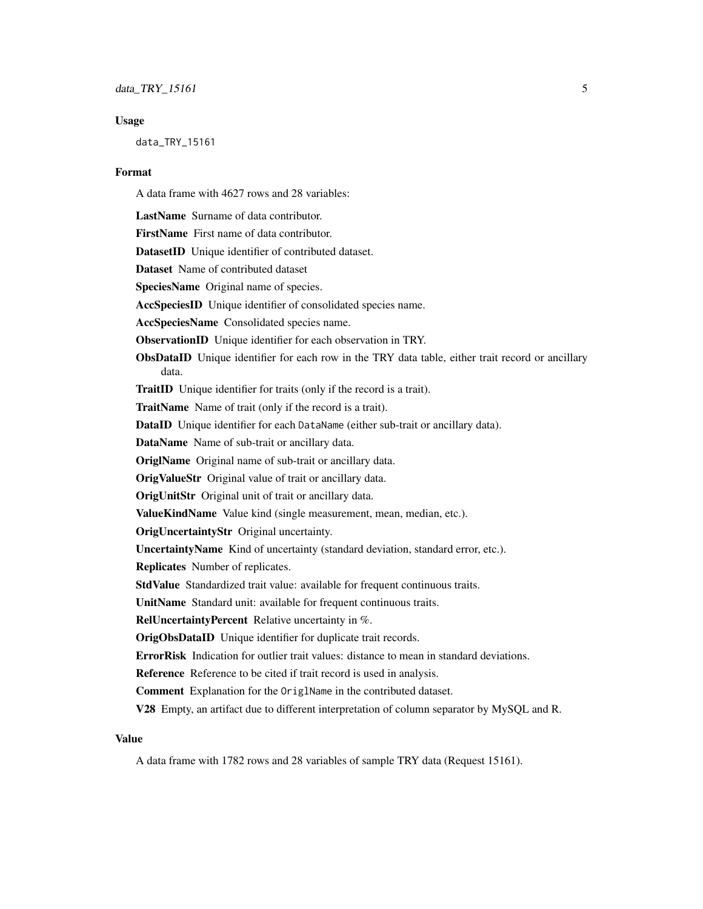### Usage

```
data_TRY_15161
```

### Format

A data frame with 4627 rows and 28 variables:

**LastName** Surname of data contributor.

**FirstName** First name of data contributor.

**DatasetID** Unique identifier of contributed dataset.

**Dataset** Name of contributed dataset

**SpeciesName** Original name of species.

**AccSpeciesID** Unique identifier of consolidated species name.

**AccSpeciesName** Consolidated species name.

**ObservationID** Unique identifier for each observation in TRY.

**ObsDataID** Unique identifier for each row in the TRY data table, either trait record or ancillary data.

**TraitID** Unique identifier for traits (only if the record is a trait).

**TraitName** Name of trait (only if the record is a trait).

**DataID** Unique identifier for each `DataName` (either sub-trait or ancillary data).

**DataName** Name of sub-trait or ancillary data.

**OriglName** Original name of sub-trait or ancillary data.

**OrigValueStr** Original value of trait or ancillary data.

**OrigUnitStr** Original unit of trait or ancillary data.

**ValueKindName** Value kind (single measurement, mean, median, etc.).

**OrigUncertaintyStr** Original uncertainty.

**UncertaintyName** Kind of uncertainty (standard deviation, standard error, etc.).

**Replicates** Number of replicates.

**StdValue** Standardized trait value: available for frequent continuous traits.

**UnitName** Standard unit: available for frequent continuous traits.

**RelUncertaintyPercent** Relative uncertainty in %.

**OrigObsDataID** Unique identifier for duplicate trait records.

**ErrorRisk** Indication for outlier trait values: distance to mean in standard deviations.

**Reference** Reference to be cited if trait record is used in analysis.

**Comment** Explanation for the `OriglName` in the contributed dataset.

**V28** Empty, an artifact due to different interpretation of column separator by MySQL and R.

### Value

A data frame with 1782 rows and 28 variables of sample TRY data (Request 15161).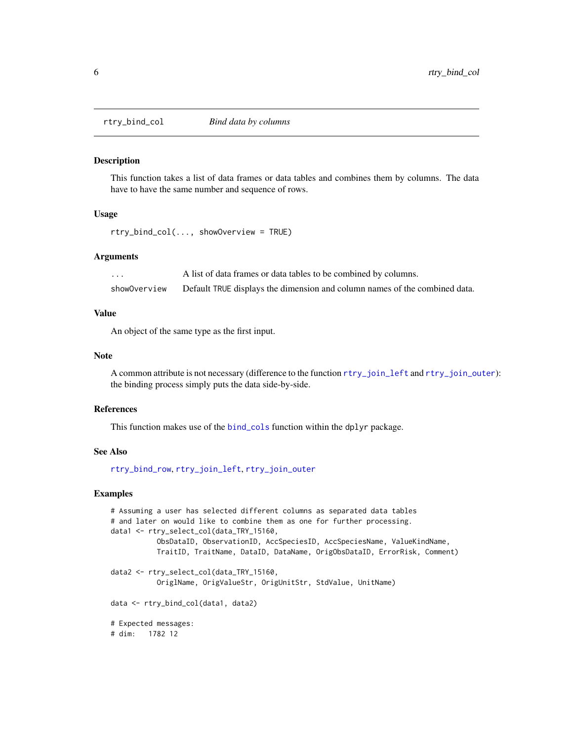# rtry_bind_col — *Bind data by columns*

## Description

This function takes a list of data frames or data tables and combines them by columns. The data have to have the same number and sequence of rows.

## Usage

```
rtry_bind_col(..., showOverview = TRUE)
```

## Arguments

| | |
|---|---|
| `...` | A list of data frames or data tables to be combined by columns. |
| `showOverview` | Default `TRUE` displays the dimension and column names of the combined data. |

## Value

An object of the same type as the first input.

## Note

A common attribute is not necessary (difference to the function `rtry_join_left` and `rtry_join_outer`): the binding process simply puts the data side-by-side.

## References

This function makes use of the `bind_cols` function within the `dplyr` package.

## See Also

`rtry_bind_row`, `rtry_join_left`, `rtry_join_outer`

## Examples

```
# Assuming a user has selected different columns as separated data tables
# and later on would like to combine them as one for further processing.
data1 <- rtry_select_col(data_TRY_15160,
            ObsDataID, ObservationID, AccSpeciesID, AccSpeciesName, ValueKindName,
            TraitID, TraitName, DataID, DataName, OrigObsDataID, ErrorRisk, Comment)

data2 <- rtry_select_col(data_TRY_15160,
            OrigName, OrigValueStr, OrigUnitStr, StdValue, UnitName)

data <- rtry_bind_col(data1, data2)

# Expected messages:
# dim:   1782 12
```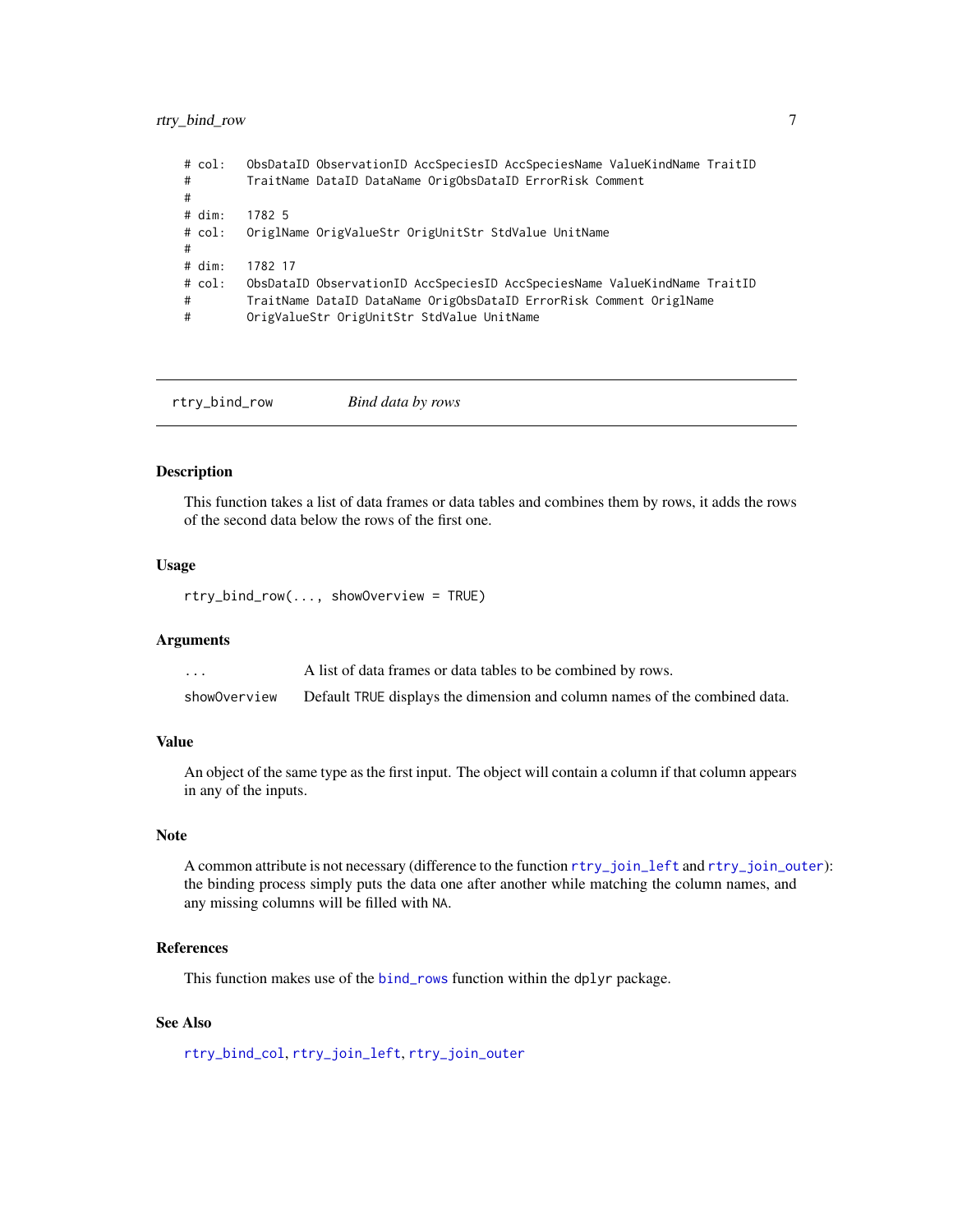```
# col:   ObsDataID ObservationID AccSpeciesID AccSpeciesName ValueKindName TraitID
#        TraitName DataID DataName OrigObsDataID ErrorRisk Comment
#
# dim:   1782 5
# col:   OriglName OrigValueStr OrigUnitStr StdValue UnitName
#
# dim:   1782 17
# col:   ObsDataID ObservationID AccSpeciesID AccSpeciesName ValueKindName TraitID
#        TraitName DataID DataName OrigObsDataID ErrorRisk Comment OriglName
#        OrigValueStr OrigUnitStr StdValue UnitName
```

---

## rtry_bind_row — *Bind data by rows*

### Description

This function takes a list of data frames or data tables and combines them by rows, it adds the rows of the second data below the rows of the first one.

### Usage

```
rtry_bind_row(..., showOverview = TRUE)
```

### Arguments

| | |
|---|---|
| `...` | A list of data frames or data tables to be combined by rows. |
| `showOverview` | Default `TRUE` displays the dimension and column names of the combined data. |

### Value

An object of the same type as the first input. The object will contain a column if that column appears in any of the inputs.

### Note

A common attribute is not necessary (difference to the function `rtry_join_left` and `rtry_join_outer`): the binding process simply puts the data one after another while matching the column names, and any missing columns will be filled with `NA`.

### References

This function makes use of the `bind_rows` function within the `dplyr` package.

### See Also

`rtry_bind_col`, `rtry_join_left`, `rtry_join_outer`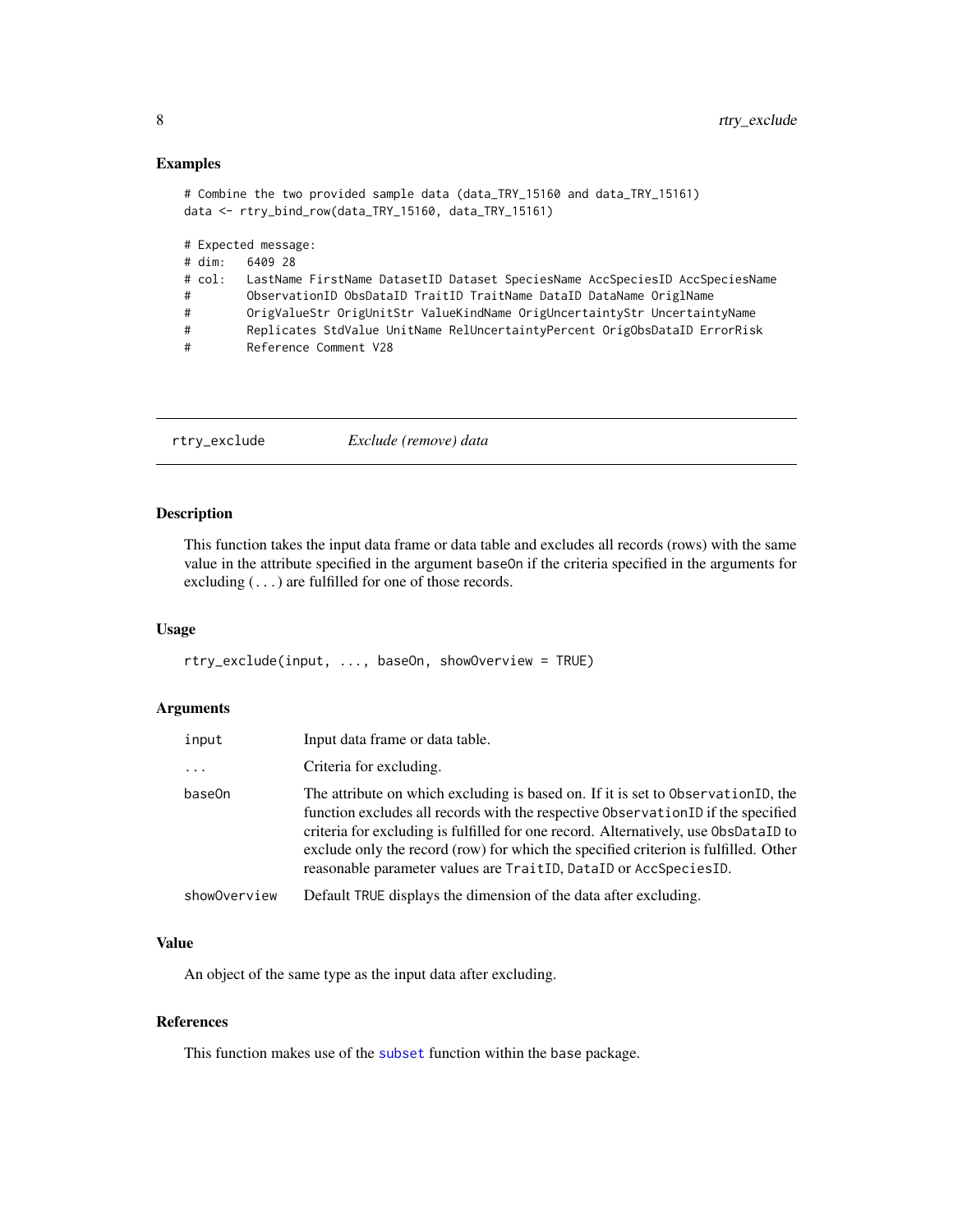## Examples

```
# Combine the two provided sample data (data_TRY_15160 and data_TRY_15161)
data <- rtry_bind_row(data_TRY_15160, data_TRY_15161)

# Expected message:
# dim:   6409 28
# col:   LastName FirstName DatasetID Dataset SpeciesName AccSpeciesID AccSpeciesName
#        ObservationID ObsDataID TraitID TraitName DataID DataName OriglName
#        OrigValueStr OrigUnitStr ValueKindName OrigUncertaintyStr UncertaintyName
#        Replicates StdValue UnitName RelUncertaintyPercent OrigObsDataID ErrorRisk
#        Reference Comment V28
```

---

# rtry_exclude *Exclude (remove) data*

---

## Description

This function takes the input data frame or data table and excludes all records (rows) with the same value in the attribute specified in the argument baseOn if the criteria specified in the arguments for excluding (...) are fulfilled for one of those records.

## Usage

```
rtry_exclude(input, ..., baseOn, showOverview = TRUE)
```

## Arguments

| | |
|---|---|
| input | Input data frame or data table. |
| ... | Criteria for excluding. |
| baseOn | The attribute on which excluding is based on. If it is set to ObservationID, the function excludes all records with the respective ObservationID if the specified criteria for excluding is fulfilled for one record. Alternatively, use ObsDataID to exclude only the record (row) for which the specified criterion is fulfilled. Other reasonable parameter values are TraitID, DataID or AccSpeciesID. |
| showOverview | Default TRUE displays the dimension of the data after excluding. |

## Value

An object of the same type as the input data after excluding.

## References

This function makes use of the subset function within the base package.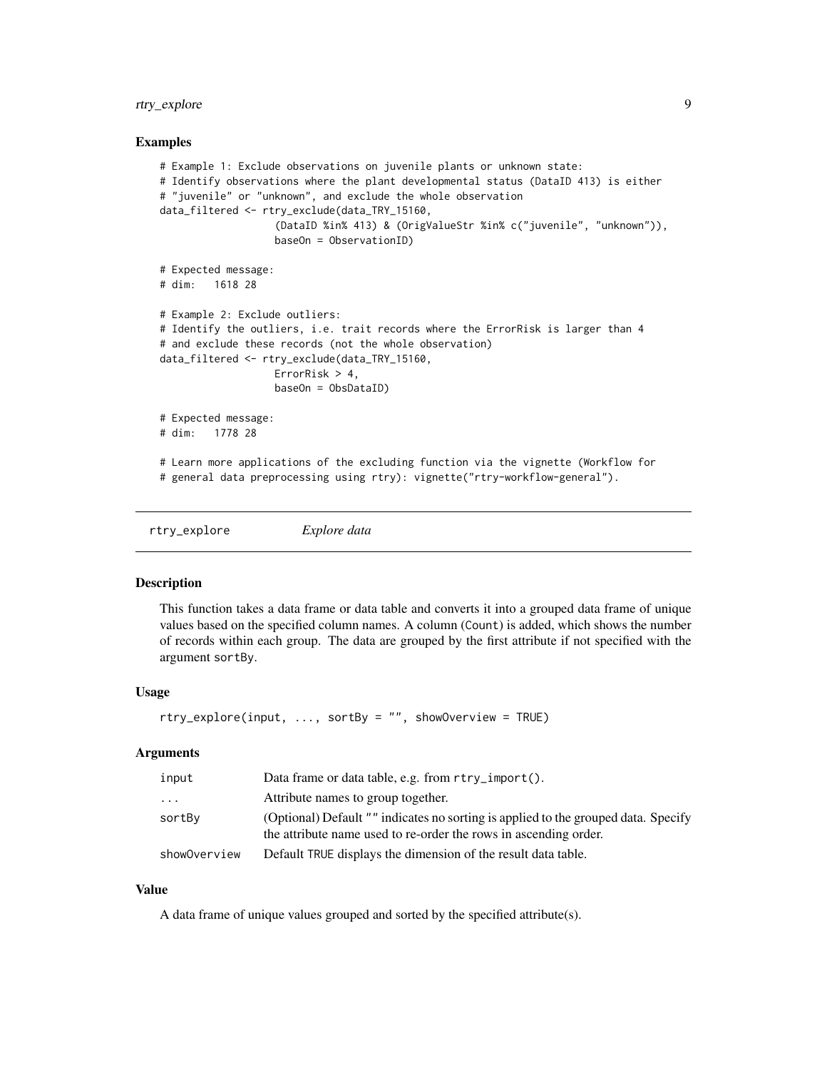### Examples

```
# Example 1: Exclude observations on juvenile plants or unknown state:
# Identify observations where the plant developmental status (DataID 413) is either
# "juvenile" or "unknown", and exclude the whole observation
data_filtered <- rtry_exclude(data_TRY_15160,
                  (DataID %in% 413) & (OrigValueStr %in% c("juvenile", "unknown")),
                  baseOn = ObservationID)

# Expected message:
# dim:   1618 28

# Example 2: Exclude outliers:
# Identify the outliers, i.e. trait records where the ErrorRisk is larger than 4
# and exclude these records (not the whole observation)
data_filtered <- rtry_exclude(data_TRY_15160,
                  ErrorRisk > 4,
                  baseOn = ObsDataID)

# Expected message:
# dim:   1778 28

# Learn more applications of the excluding function via the vignette (Workflow for
# general data preprocessing using rtry): vignette("rtry-workflow-general").
```

---

## rtry_explore *Explore data*

### Description

This function takes a data frame or data table and converts it into a grouped data frame of unique values based on the specified column names. A column (`Count`) is added, which shows the number of records within each group. The data are grouped by the first attribute if not specified with the argument `sortBy`.

### Usage

```
rtry_explore(input, ..., sortBy = "", showOverview = TRUE)
```

### Arguments

| | |
|---|---|
| `input` | Data frame or data table, e.g. from `rtry_import()`. |
| `...` | Attribute names to group together. |
| `sortBy` | (Optional) Default `""` indicates no sorting is applied to the grouped data. Specify the attribute name used to re-order the rows in ascending order. |
| `showOverview` | Default `TRUE` displays the dimension of the result data table. |

### Value

A data frame of unique values grouped and sorted by the specified attribute(s).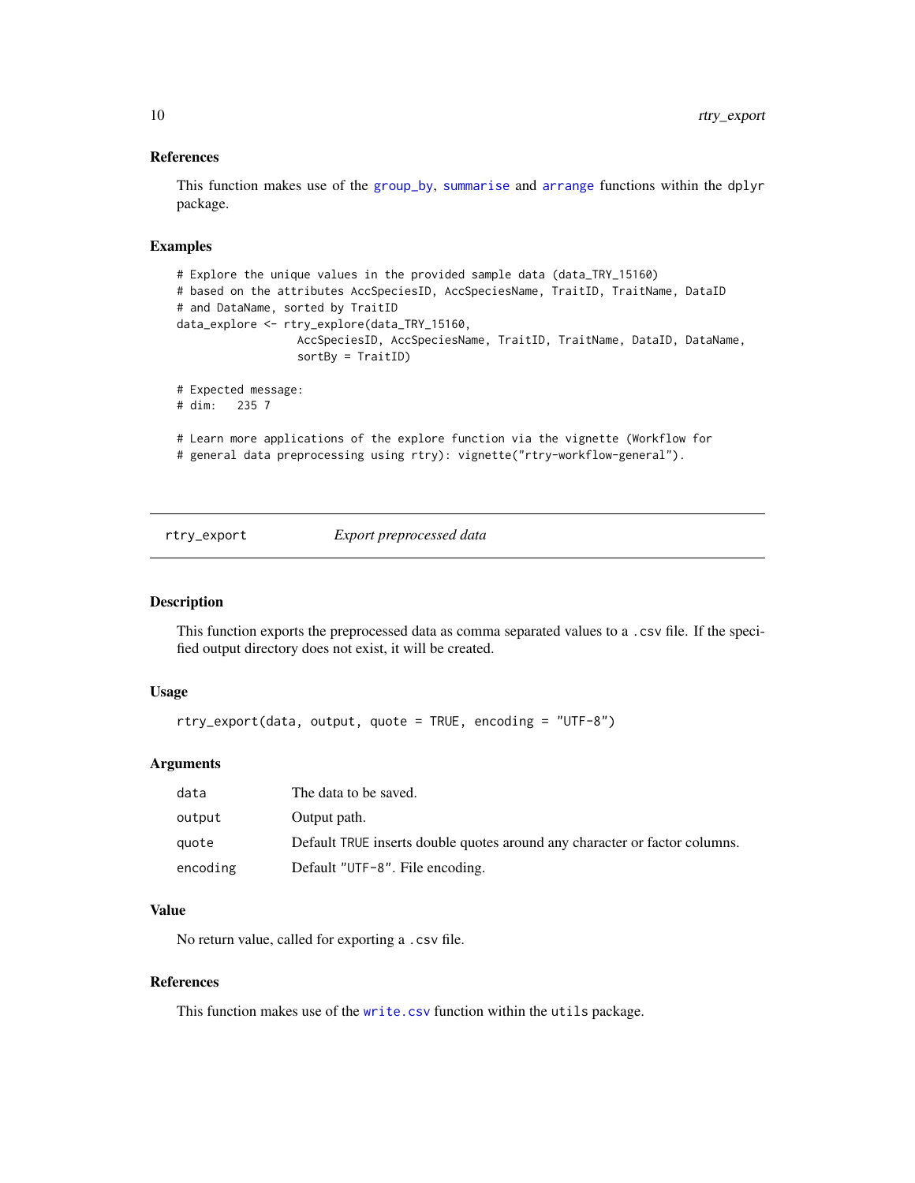### References

This function makes use of the group_by, summarise and arrange functions within the dplyr package.

### Examples

```
# Explore the unique values in the provided sample data (data_TRY_15160)
# based on the attributes AccSpeciesID, AccSpeciesName, TraitID, TraitName, DataID
# and DataName, sorted by TraitID
data_explore <- rtry_explore(data_TRY_15160,
                  AccSpeciesID, AccSpeciesName, TraitID, TraitName, DataID, DataName,
                  sortBy = TraitID)

# Expected message:
# dim:   235 7

# Learn more applications of the explore function via the vignette (Workflow for
# general data preprocessing using rtry): vignette("rtry-workflow-general").
```

---

## rtry_export — *Export preprocessed data*

### Description

This function exports the preprocessed data as comma separated values to a .csv file. If the specified output directory does not exist, it will be created.

### Usage

```
rtry_export(data, output, quote = TRUE, encoding = "UTF-8")
```

### Arguments

| | |
|---|---|
| data | The data to be saved. |
| output | Output path. |
| quote | Default TRUE inserts double quotes around any character or factor columns. |
| encoding | Default "UTF-8". File encoding. |

### Value

No return value, called for exporting a .csv file.

### References

This function makes use of the write.csv function within the utils package.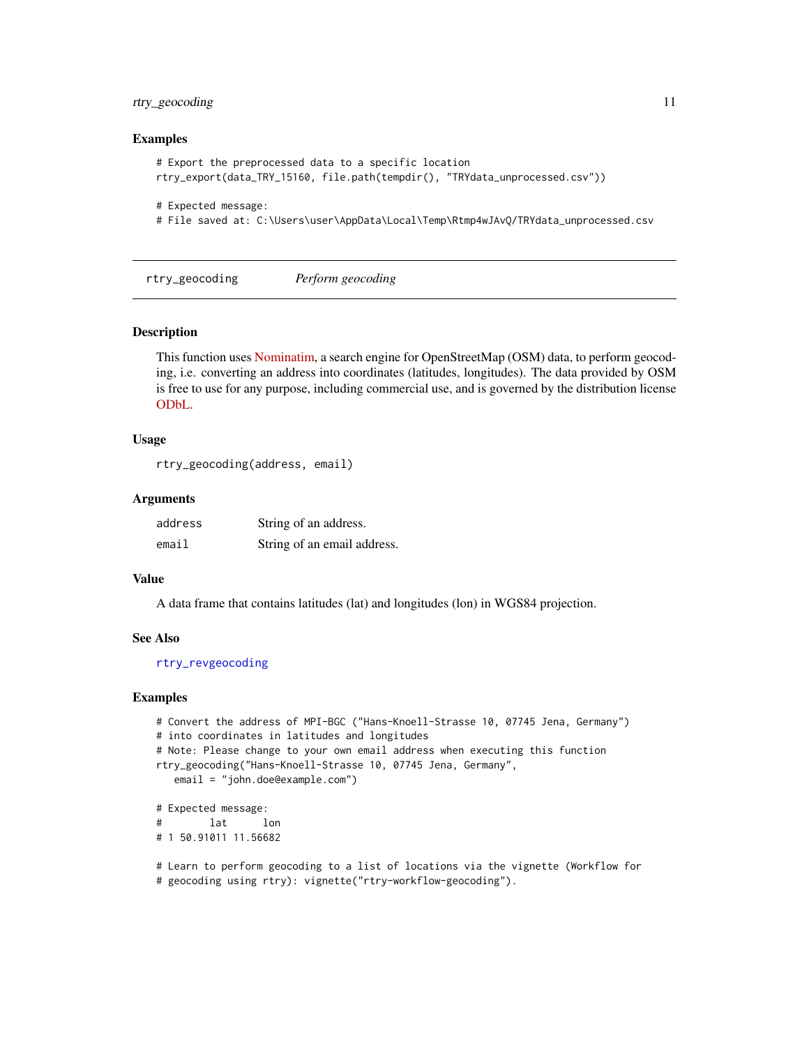### Examples

```
# Export the preprocessed data to a specific location
rtry_export(data_TRY_15160, file.path(tempdir(), "TRYdata_unprocessed.csv"))

# Expected message:
# File saved at: C:\Users\user\AppData\Local\Temp\Rtmp4wJAvQ/TRYdata_unprocessed.csv
```

---

## rtry_geocoding *Perform geocoding*

### Description

This function uses Nominatim, a search engine for OpenStreetMap (OSM) data, to perform geocoding, i.e. converting an address into coordinates (latitudes, longitudes). The data provided by OSM is free to use for any purpose, including commercial use, and is governed by the distribution license ODbL.

### Usage

```
rtry_geocoding(address, email)
```

### Arguments

| | |
|---|---|
| address | String of an address. |
| email | String of an email address. |

### Value

A data frame that contains latitudes (lat) and longitudes (lon) in WGS84 projection.

### See Also

rtry_revgeocoding

### Examples

```
# Convert the address of MPI-BGC ("Hans-Knoell-Strasse 10, 07745 Jena, Germany")
# into coordinates in latitudes and longitudes
# Note: Please change to your own email address when executing this function
rtry_geocoding("Hans-Knoell-Strasse 10, 07745 Jena, Germany",
   email = "john.doe@example.com")

# Expected message:
#        lat      lon
# 1 50.91011 11.56682

# Learn to perform geocoding to a list of locations via the vignette (Workflow for
# geocoding using rtry): vignette("rtry-workflow-geocoding").
```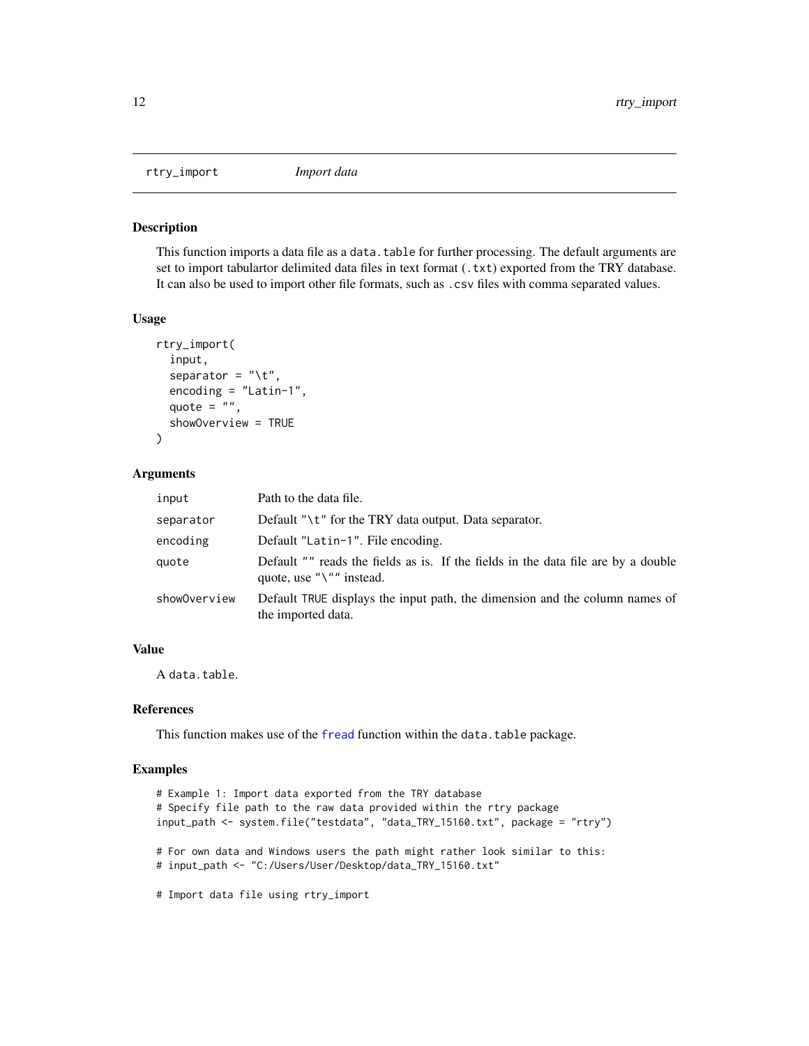## rtry_import — *Import data*

### Description

This function imports a data file as a `data.table` for further processing. The default arguments are set to import tabulartor delimited data files in text format (`.txt`) exported from the TRY database. It can also be used to import other file formats, such as `.csv` files with comma separated values.

### Usage

```
rtry_import(
  input,
  separator = "\t",
  encoding = "Latin-1",
  quote = "",
  showOverview = TRUE
)
```

### Arguments

| Argument | Description |
|---|---|
| `input` | Path to the data file. |
| `separator` | Default `"\t"` for the TRY data output. Data separator. |
| `encoding` | Default `"Latin-1"`. File encoding. |
| `quote` | Default `""` reads the fields as is. If the fields in the data file are by a double quote, use `"\""` instead. |
| `showOverview` | Default `TRUE` displays the input path, the dimension and the column names of the imported data. |

### Value

A `data.table`.

### References

This function makes use of the `fread` function within the `data.table` package.

### Examples

```
# Example 1: Import data exported from the TRY database
# Specify file path to the raw data provided within the rtry package
input_path <- system.file("testdata", "data_TRY_15160.txt", package = "rtry")

# For own data and Windows users the path might rather look similar to this:
# input_path <- "C:/Users/User/Desktop/data_TRY_15160.txt"

# Import data file using rtry_import
```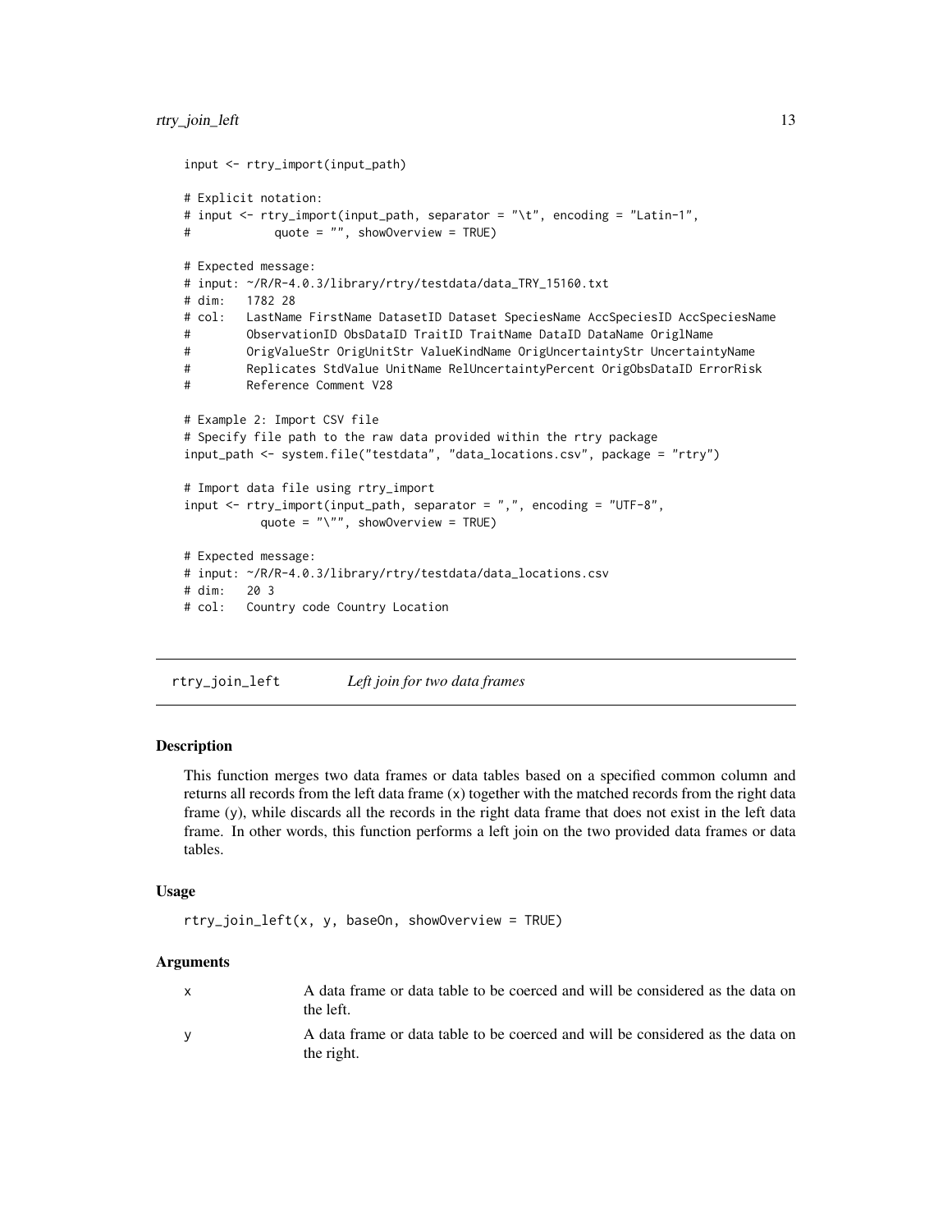```
input <- rtry_import(input_path)

# Explicit notation:
# input <- rtry_import(input_path, separator = "\t", encoding = "Latin-1",
#            quote = "", showOverview = TRUE)

# Expected message:
# input: ~/R/R-4.0.3/library/rtry/testdata/data_TRY_15160.txt
# dim:   1782 28
# col:   LastName FirstName DatasetID Dataset SpeciesName AccSpeciesID AccSpeciesName
#        ObservationID ObsDataID TraitID TraitName DataID DataName OriglName
#        OrigValueStr OrigUnitStr ValueKindName OrigUncertaintyStr UncertaintyName
#        Replicates StdValue UnitName RelUncertaintyPercent OrigObsDataID ErrorRisk
#        Reference Comment V28

# Example 2: Import CSV file
# Specify file path to the raw data provided within the rtry package
input_path <- system.file("testdata", "data_locations.csv", package = "rtry")

# Import data file using rtry_import
input <- rtry_import(input_path, separator = ",", encoding = "UTF-8",
           quote = "\"", showOverview = TRUE)

# Expected message:
# input: ~/R/R-4.0.3/library/rtry/testdata/data_locations.csv
# dim:   20 3
# col:   Country code Country Location
```

---

## rtry_join_left *Left join for two data frames*

### Description

This function merges two data frames or data tables based on a specified common column and returns all records from the left data frame (x) together with the matched records from the right data frame (y), while discards all the records in the right data frame that does not exist in the left data frame. In other words, this function performs a left join on the two provided data frames or data tables.

### Usage

```
rtry_join_left(x, y, baseOn, showOverview = TRUE)
```

### Arguments

| | |
|---|---|
| x | A data frame or data table to be coerced and will be considered as the data on the left. |
| y | A data frame or data table to be coerced and will be considered as the data on the right. |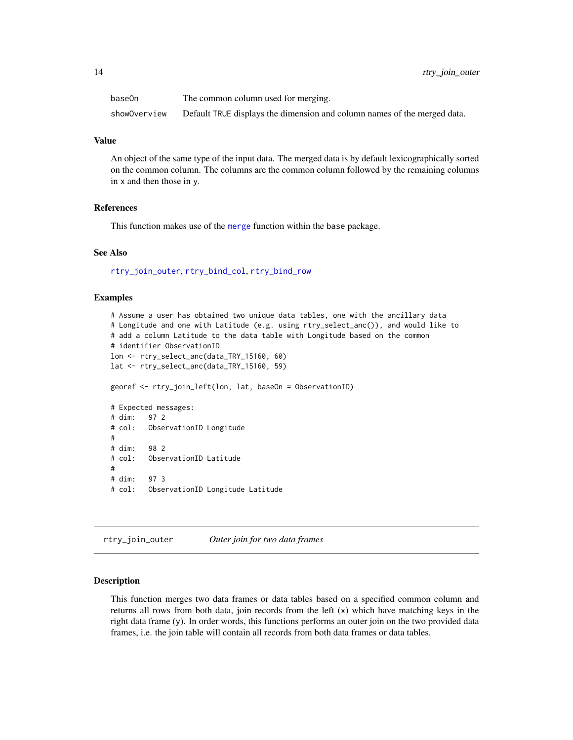| | |
|---|---|
| baseOn | The common column used for merging. |
| showOverview | Default TRUE displays the dimension and column names of the merged data. |

### Value

An object of the same type of the input data. The merged data is by default lexicographically sorted on the common column. The columns are the common column followed by the remaining columns in x and then those in y.

### References

This function makes use of the merge function within the base package.

### See Also

rtry_join_outer, rtry_bind_col, rtry_bind_row

### Examples

```
# Assume a user has obtained two unique data tables, one with the ancillary data
# Longitude and one with Latitude (e.g. using rtry_select_anc()), and would like to
# add a column Latitude to the data table with Longitude based on the common
# identifier ObservationID
lon <- rtry_select_anc(data_TRY_15160, 60)
lat <- rtry_select_anc(data_TRY_15160, 59)

georef <- rtry_join_left(lon, lat, baseOn = ObservationID)

# Expected messages:
# dim:   97 2
# col:   ObservationID Longitude
#
# dim:   98 2
# col:   ObservationID Latitude
#
# dim:   97 3
# col:   ObservationID Longitude Latitude
```

---

## rtry_join_outer    *Outer join for two data frames*

### Description

This function merges two data frames or data tables based on a specified common column and returns all rows from both data, join records from the left (x) which have matching keys in the right data frame (y). In order words, this functions performs an outer join on the two provided data frames, i.e. the join table will contain all records from both data frames or data tables.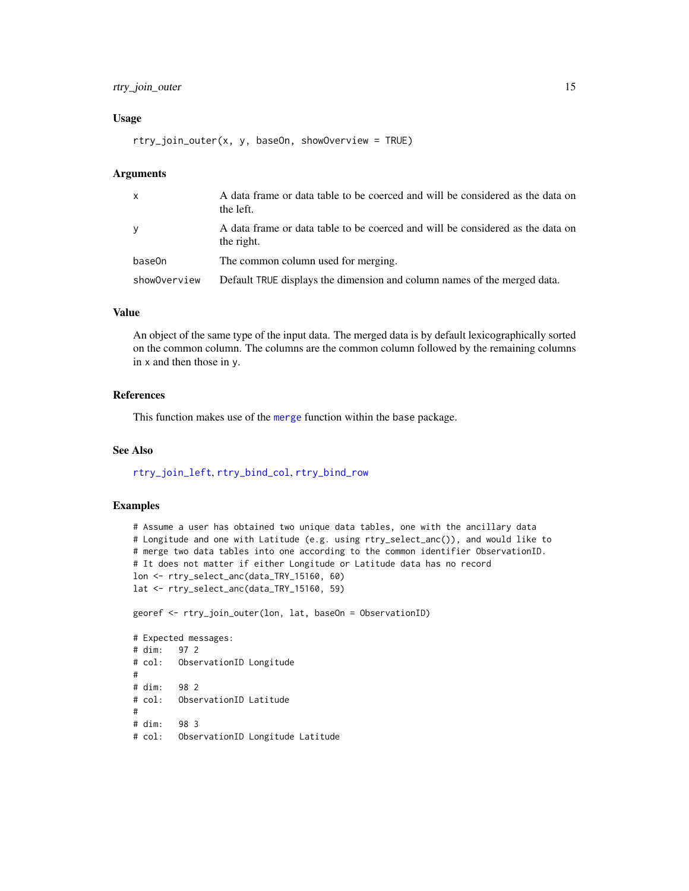## Usage

```
rtry_join_outer(x, y, baseOn, showOverview = TRUE)
```

## Arguments

| | |
|---|---|
| x | A data frame or data table to be coerced and will be considered as the data on the left. |
| y | A data frame or data table to be coerced and will be considered as the data on the right. |
| baseOn | The common column used for merging. |
| showOverview | Default TRUE displays the dimension and column names of the merged data. |

## Value

An object of the same type of the input data. The merged data is by default lexicographically sorted on the common column. The columns are the common column followed by the remaining columns in x and then those in y.

## References

This function makes use of the merge function within the base package.

## See Also

rtry_join_left, rtry_bind_col, rtry_bind_row

## Examples

```
# Assume a user has obtained two unique data tables, one with the ancillary data
# Longitude and one with Latitude (e.g. using rtry_select_anc()), and would like to
# merge two data tables into one according to the common identifier ObservationID.
# It does not matter if either Longitude or Latitude data has no record
lon <- rtry_select_anc(data_TRY_15160, 60)
lat <- rtry_select_anc(data_TRY_15160, 59)

georef <- rtry_join_outer(lon, lat, baseOn = ObservationID)

# Expected messages:
# dim:   97 2
# col:   ObservationID Longitude
#
# dim:   98 2
# col:   ObservationID Latitude
#
# dim:   98 3
# col:   ObservationID Longitude Latitude
```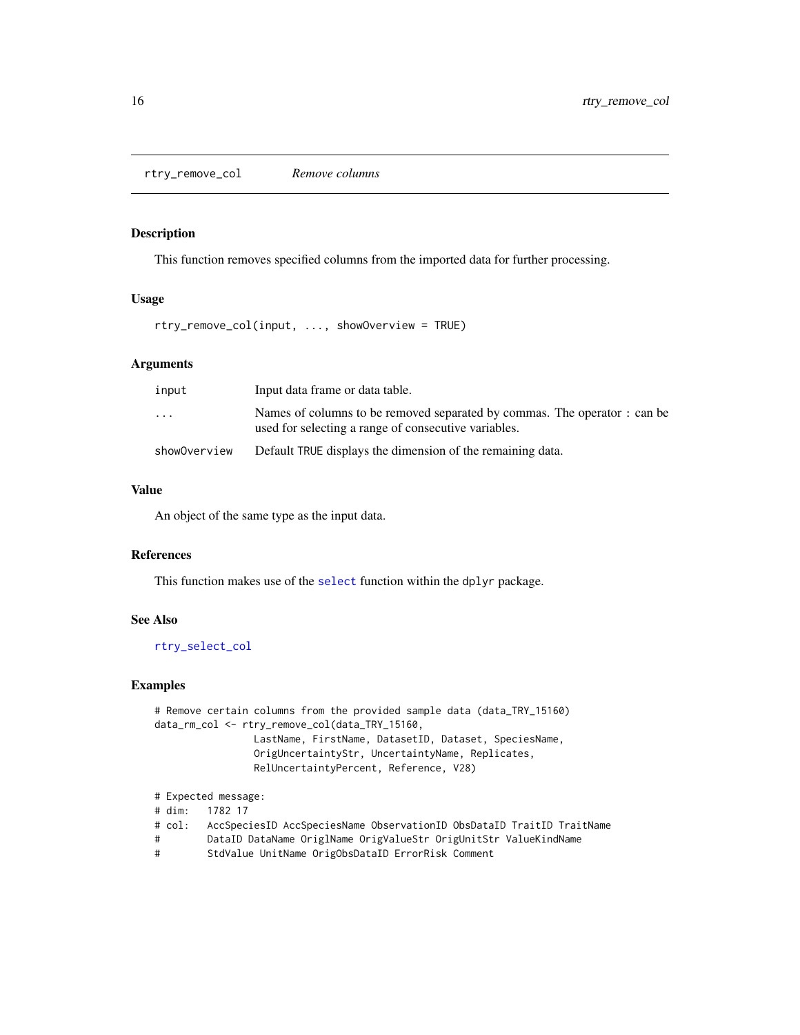## rtry_remove_col    *Remove columns*

### Description

This function removes specified columns from the imported data for further processing.

### Usage

```
rtry_remove_col(input, ..., showOverview = TRUE)
```

### Arguments

| | |
|---|---|
| `input` | Input data frame or data table. |
| `...` | Names of columns to be removed separated by commas. The operator `:` can be used for selecting a range of consecutive variables. |
| `showOverview` | Default `TRUE` displays the dimension of the remaining data. |

### Value

An object of the same type as the input data.

### References

This function makes use of the `select` function within the `dplyr` package.

### See Also

`rtry_select_col`

### Examples

```
# Remove certain columns from the provided sample data (data_TRY_15160)
data_rm_col <- rtry_remove_col(data_TRY_15160,
                 LastName, FirstName, DatasetID, Dataset, SpeciesName,
                 OrigUncertaintyStr, UncertaintyName, Replicates,
                 RelUncertaintyPercent, Reference, V28)

# Expected message:
# dim:   1782 17
# col:   AccSpeciesID AccSpeciesName ObservationID ObsDataID TraitID TraitName
#        DataID DataName OriglName OrigValueStr OrigUnitStr ValueKindName
#        StdValue UnitName OrigObsDataID ErrorRisk Comment
```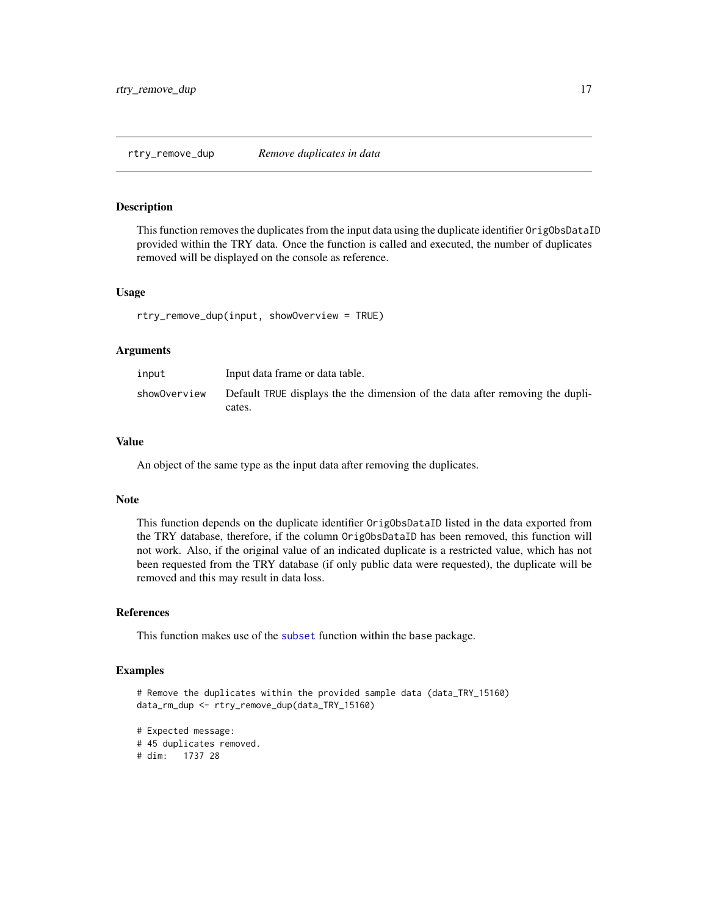## rtry_remove_dup — *Remove duplicates in data*

### Description

This function removes the duplicates from the input data using the duplicate identifier `OrigObsDataID` provided within the TRY data. Once the function is called and executed, the number of duplicates removed will be displayed on the console as reference.

### Usage

```
rtry_remove_dup(input, showOverview = TRUE)
```

### Arguments

| | |
|---|---|
| `input` | Input data frame or data table. |
| `showOverview` | Default `TRUE` displays the the dimension of the data after removing the duplicates. |

### Value

An object of the same type as the input data after removing the duplicates.

### Note

This function depends on the duplicate identifier `OrigObsDataID` listed in the data exported from the TRY database, therefore, if the column `OrigObsDataID` has been removed, this function will not work. Also, if the original value of an indicated duplicate is a restricted value, which has not been requested from the TRY database (if only public data were requested), the duplicate will be removed and this may result in data loss.

### References

This function makes use of the `subset` function within the `base` package.

### Examples

```
# Remove the duplicates within the provided sample data (data_TRY_15160)
data_rm_dup <- rtry_remove_dup(data_TRY_15160)

# Expected message:
# 45 duplicates removed.
# dim:   1737 28
```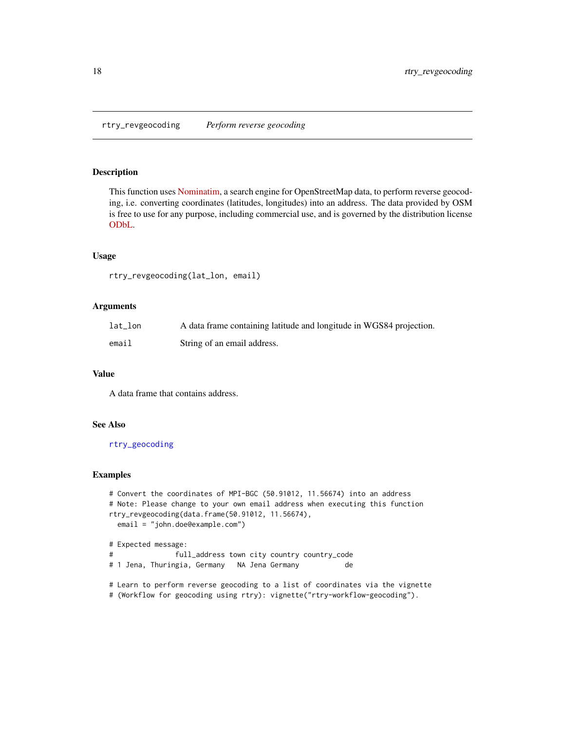rtry_revgeocoding    *Perform reverse geocoding*

## Description

This function uses Nominatim, a search engine for OpenStreetMap data, to perform reverse geocoding, i.e. converting coordinates (latitudes, longitudes) into an address. The data provided by OSM is free to use for any purpose, including commercial use, and is governed by the distribution license ODbL.

## Usage

```
rtry_revgeocoding(lat_lon, email)
```

## Arguments

| | |
|---|---|
| lat_lon | A data frame containing latitude and longitude in WGS84 projection. |
| email | String of an email address. |

## Value

A data frame that contains address.

## See Also

rtry_geocoding

## Examples

```
# Convert the coordinates of MPI-BGC (50.91012, 11.56674) into an address
# Note: Please change to your own email address when executing this function
rtry_revgeocoding(data.frame(50.91012, 11.56674),
  email = "john.doe@example.com")

# Expected message:
#              full_address town city country country_code
# 1 Jena, Thuringia, Germany   NA Jena Germany           de

# Learn to perform reverse geocoding to a list of coordinates via the vignette
# (Workflow for geocoding using rtry): vignette("rtry-workflow-geocoding").
```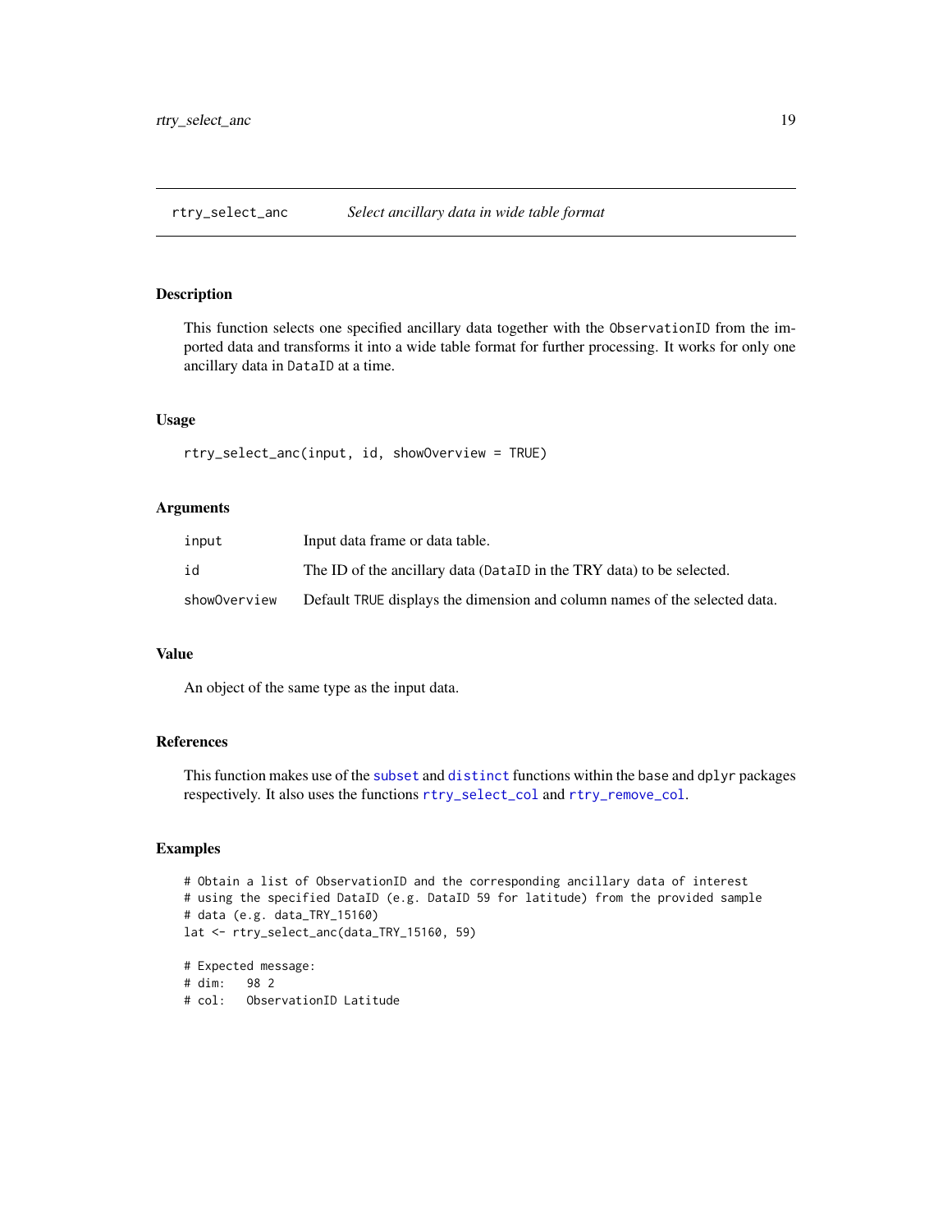## rtry_select_anc — *Select ancillary data in wide table format*

### Description

This function selects one specified ancillary data together with the `ObservationID` from the imported data and transforms it into a wide table format for further processing. It works for only one ancillary data in `DataID` at a time.

### Usage

```
rtry_select_anc(input, id, showOverview = TRUE)
```

### Arguments

| | |
|---|---|
| `input` | Input data frame or data table. |
| `id` | The ID of the ancillary data (`DataID` in the TRY data) to be selected. |
| `showOverview` | Default `TRUE` displays the dimension and column names of the selected data. |

### Value

An object of the same type as the input data.

### References

This function makes use of the `subset` and `distinct` functions within the `base` and `dplyr` packages respectively. It also uses the functions `rtry_select_col` and `rtry_remove_col`.

### Examples

```
# Obtain a list of ObservationID and the corresponding ancillary data of interest
# using the specified DataID (e.g. DataID 59 for latitude) from the provided sample
# data (e.g. data_TRY_15160)
lat <- rtry_select_anc(data_TRY_15160, 59)

# Expected message:
# dim:   98 2
# col:   ObservationID Latitude
```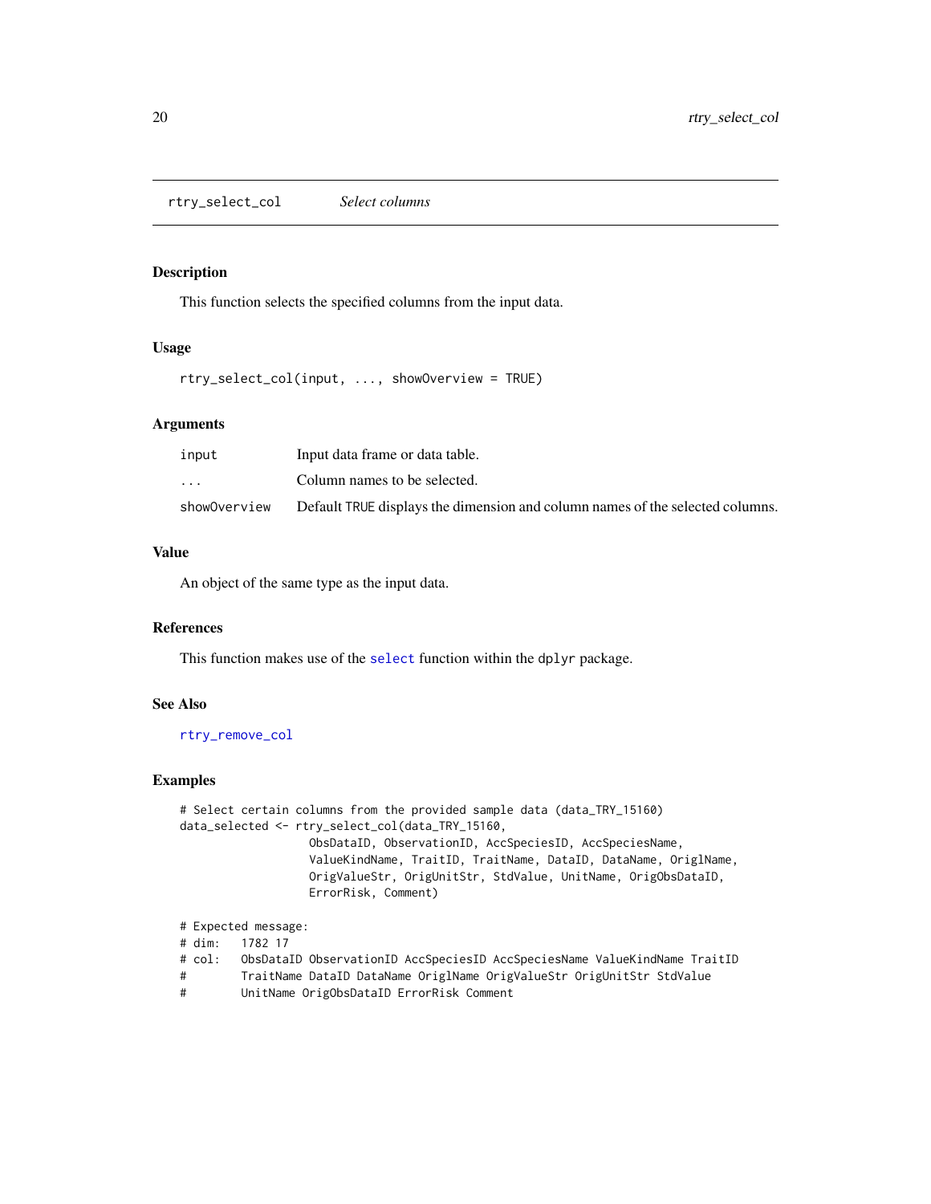## rtry_select_col *Select columns*

### Description

This function selects the specified columns from the input data.

### Usage

```
rtry_select_col(input, ..., showOverview = TRUE)
```

### Arguments

| | |
|---|---|
| `input` | Input data frame or data table. |
| `...` | Column names to be selected. |
| `showOverview` | Default TRUE displays the dimension and column names of the selected columns. |

### Value

An object of the same type as the input data.

### References

This function makes use of the `select` function within the `dplyr` package.

### See Also

`rtry_remove_col`

### Examples

```
# Select certain columns from the provided sample data (data_TRY_15160)
data_selected <- rtry_select_col(data_TRY_15160,
                   ObsDataID, ObservationID, AccSpeciesID, AccSpeciesName,
                   ValueKindName, TraitID, TraitName, DataID, DataName, OriglName,
                   OrigValueStr, OrigUnitStr, StdValue, UnitName, OrigObsDataID,
                   ErrorRisk, Comment)

# Expected message:
# dim:   1782 17
# col:   ObsDataID ObservationID AccSpeciesID AccSpeciesName ValueKindName TraitID
#        TraitName DataID DataName OriglName OrigValueStr OrigUnitStr StdValue
#        UnitName OrigObsDataID ErrorRisk Comment
```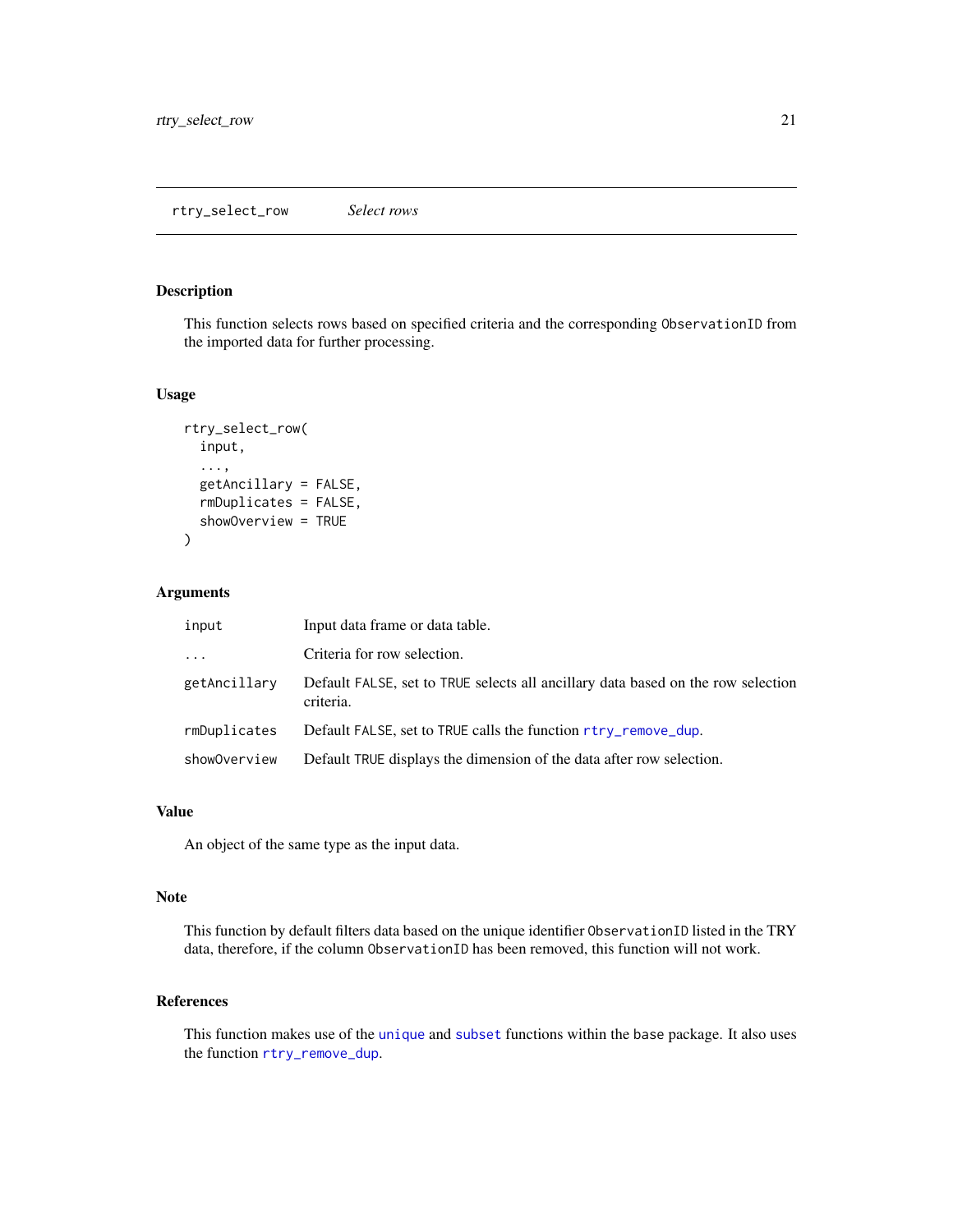## rtry_select_row — *Select rows*

### Description

This function selects rows based on specified criteria and the corresponding `ObservationID` from the imported data for further processing.

### Usage

```
rtry_select_row(
  input,
  ...,
  getAncillary = FALSE,
  rmDuplicates = FALSE,
  showOverview = TRUE
)
```

### Arguments

| | |
|---|---|
| `input` | Input data frame or data table. |
| `...` | Criteria for row selection. |
| `getAncillary` | Default `FALSE`, set to `TRUE` selects all ancillary data based on the row selection criteria. |
| `rmDuplicates` | Default `FALSE`, set to `TRUE` calls the function `rtry_remove_dup`. |
| `showOverview` | Default `TRUE` displays the dimension of the data after row selection. |

### Value

An object of the same type as the input data.

### Note

This function by default filters data based on the unique identifier `ObservationID` listed in the TRY data, therefore, if the column `ObservationID` has been removed, this function will not work.

### References

This function makes use of the `unique` and `subset` functions within the `base` package. It also uses the function `rtry_remove_dup`.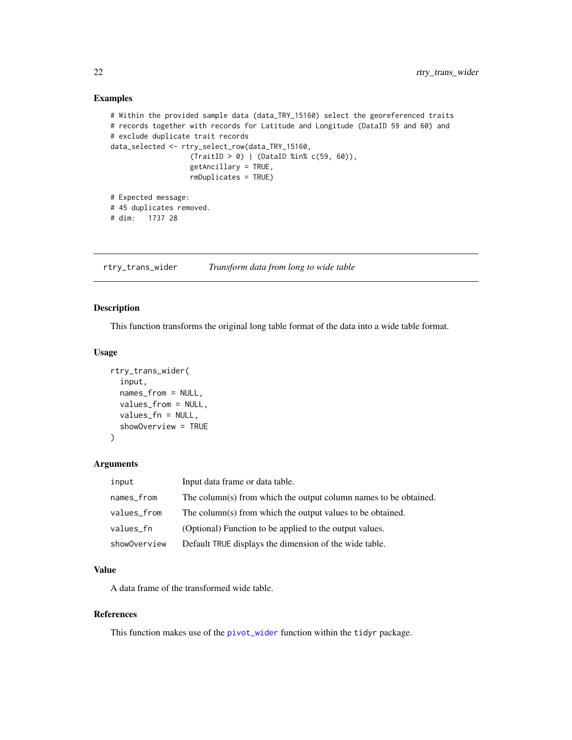### Examples

```
# Within the provided sample data (data_TRY_15160) select the georeferenced traits
# records together with records for Latitude and Longitude (DataID 59 and 60) and
# exclude duplicate trait records
data_selected <- rtry_select_row(data_TRY_15160,
                  (TraitID > 0) | (DataID %in% c(59, 60)),
                  getAncillary = TRUE,
                  rmDuplicates = TRUE)

# Expected message:
# 45 duplicates removed.
# dim:   1737 28
```

---

## rtry_trans_wider    *Transform data from long to wide table*

---

### Description

This function transforms the original long table format of the data into a wide table format.

### Usage

```
rtry_trans_wider(
  input,
  names_from = NULL,
  values_from = NULL,
  values_fn = NULL,
  showOverview = TRUE
)
```

### Arguments

| | |
|---|---|
| input | Input data frame or data table. |
| names_from | The column(s) from which the output column names to be obtained. |
| values_from | The column(s) from which the output values to be obtained. |
| values_fn | (Optional) Function to be applied to the output values. |
| showOverview | Default TRUE displays the dimension of the wide table. |

### Value

A data frame of the transformed wide table.

### References

This function makes use of the pivot_wider function within the tidyr package.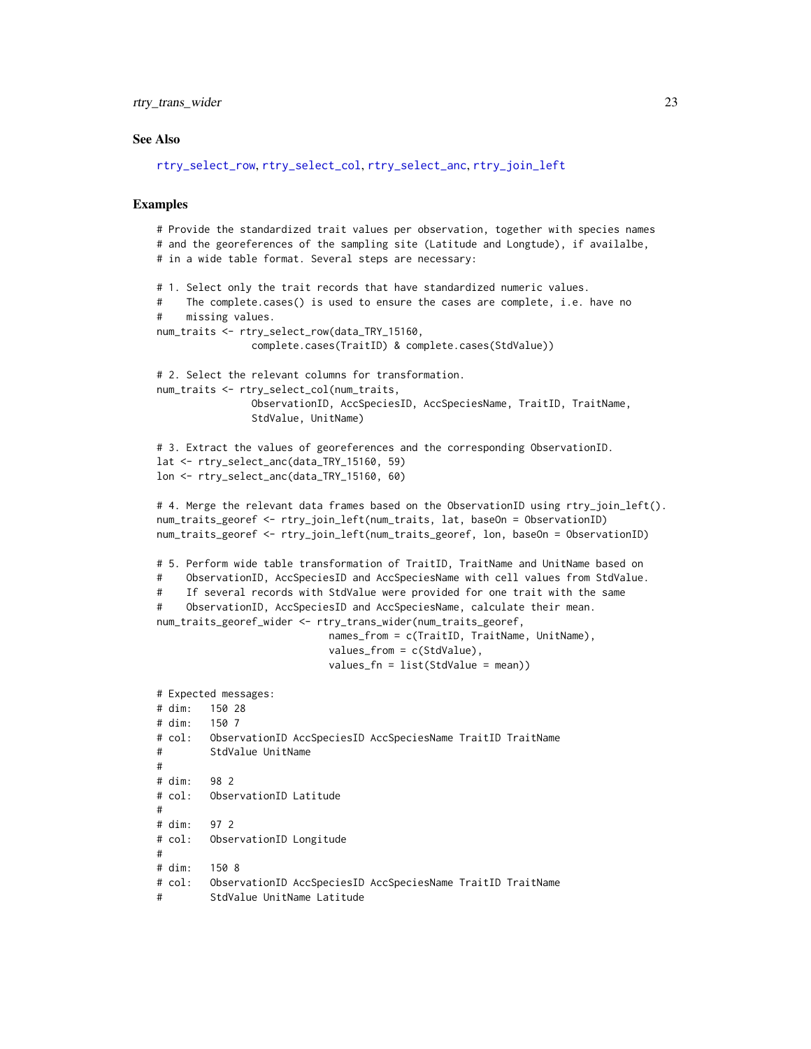## See Also

rtry_select_row, rtry_select_col, rtry_select_anc, rtry_join_left

## Examples

```
# Provide the standardized trait values per observation, together with species names
# and the georeferences of the sampling site (Latitude and Longtude), if availalbe,
# in a wide table format. Several steps are necessary:

# 1. Select only the trait records that have standardized numeric values.
#    The complete.cases() is used to ensure the cases are complete, i.e. have no
#    missing values.
num_traits <- rtry_select_row(data_TRY_15160,
                complete.cases(TraitID) & complete.cases(StdValue))

# 2. Select the relevant columns for transformation.
num_traits <- rtry_select_col(num_traits,
                ObservationID, AccSpeciesID, AccSpeciesName, TraitID, TraitName,
                StdValue, UnitName)

# 3. Extract the values of georeferences and the corresponding ObservationID.
lat <- rtry_select_anc(data_TRY_15160, 59)
lon <- rtry_select_anc(data_TRY_15160, 60)

# 4. Merge the relevant data frames based on the ObservationID using rtry_join_left().
num_traits_georef <- rtry_join_left(num_traits, lat, baseOn = ObservationID)
num_traits_georef <- rtry_join_left(num_traits_georef, lon, baseOn = ObservationID)

# 5. Perform wide table transformation of TraitID, TraitName and UnitName based on
#    ObservationID, AccSpeciesID and AccSpeciesName with cell values from StdValue.
#    If several records with StdValue were provided for one trait with the same
#    ObservationID, AccSpeciesID and AccSpeciesName, calculate their mean.
num_traits_georef_wider <- rtry_trans_wider(num_traits_georef,
                              names_from = c(TraitID, TraitName, UnitName),
                              values_from = c(StdValue),
                              values_fn = list(StdValue = mean))

# Expected messages:
# dim:   150 28
# dim:   150 7
# col:   ObservationID AccSpeciesID AccSpeciesName TraitID TraitName
#        StdValue UnitName
#
# dim:   98 2
# col:   ObservationID Latitude
#
# dim:   97 2
# col:   ObservationID Longitude
#
# dim:   150 8
# col:   ObservationID AccSpeciesID AccSpeciesName TraitID TraitName
#        StdValue UnitName Latitude
```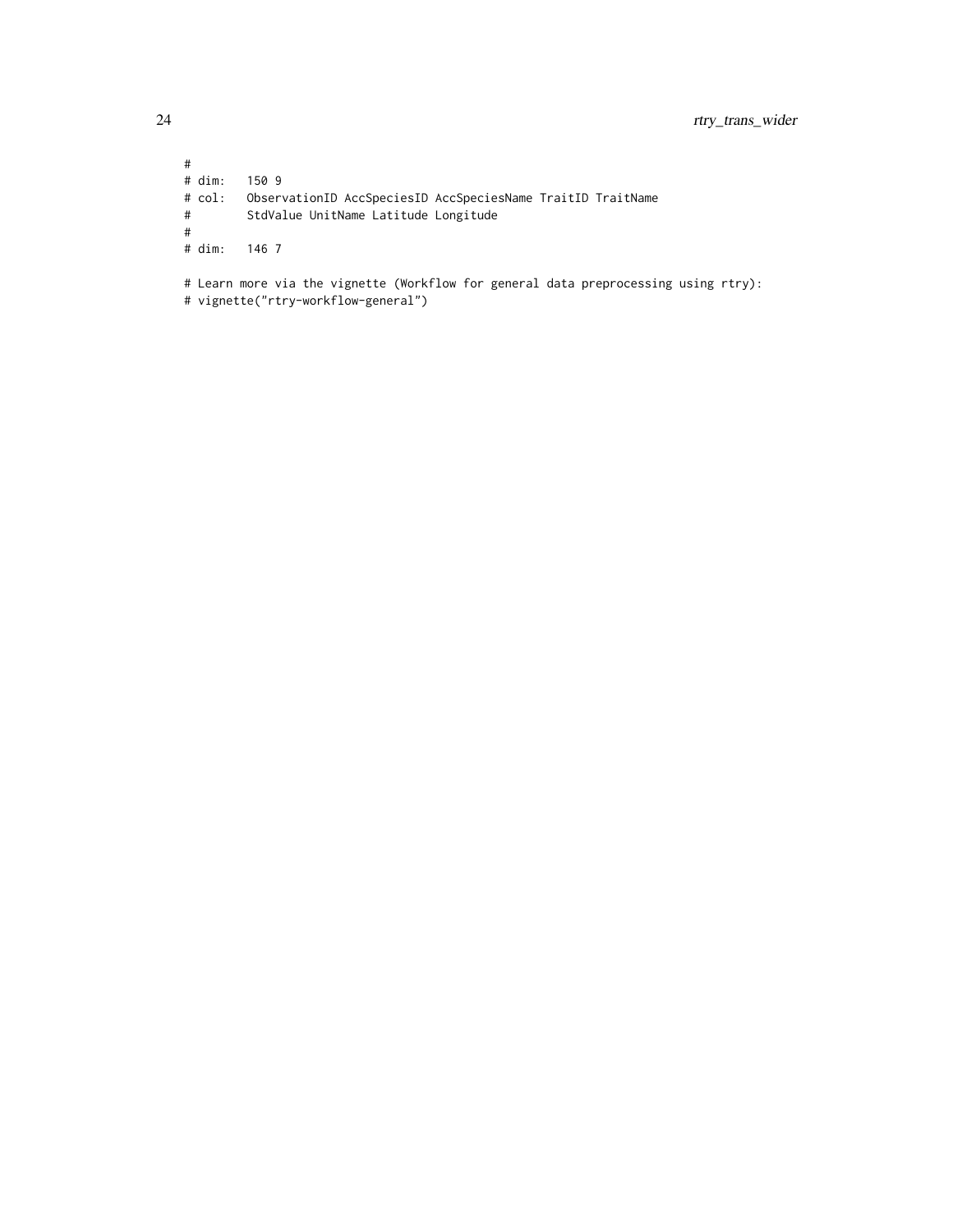```
#
# dim:   150 9
# col:   ObservationID AccSpeciesID AccSpeciesName TraitID TraitName
#        StdValue UnitName Latitude Longitude
#
# dim:   146 7

# Learn more via the vignette (Workflow for general data preprocessing using rtry):
# vignette("rtry-workflow-general")
```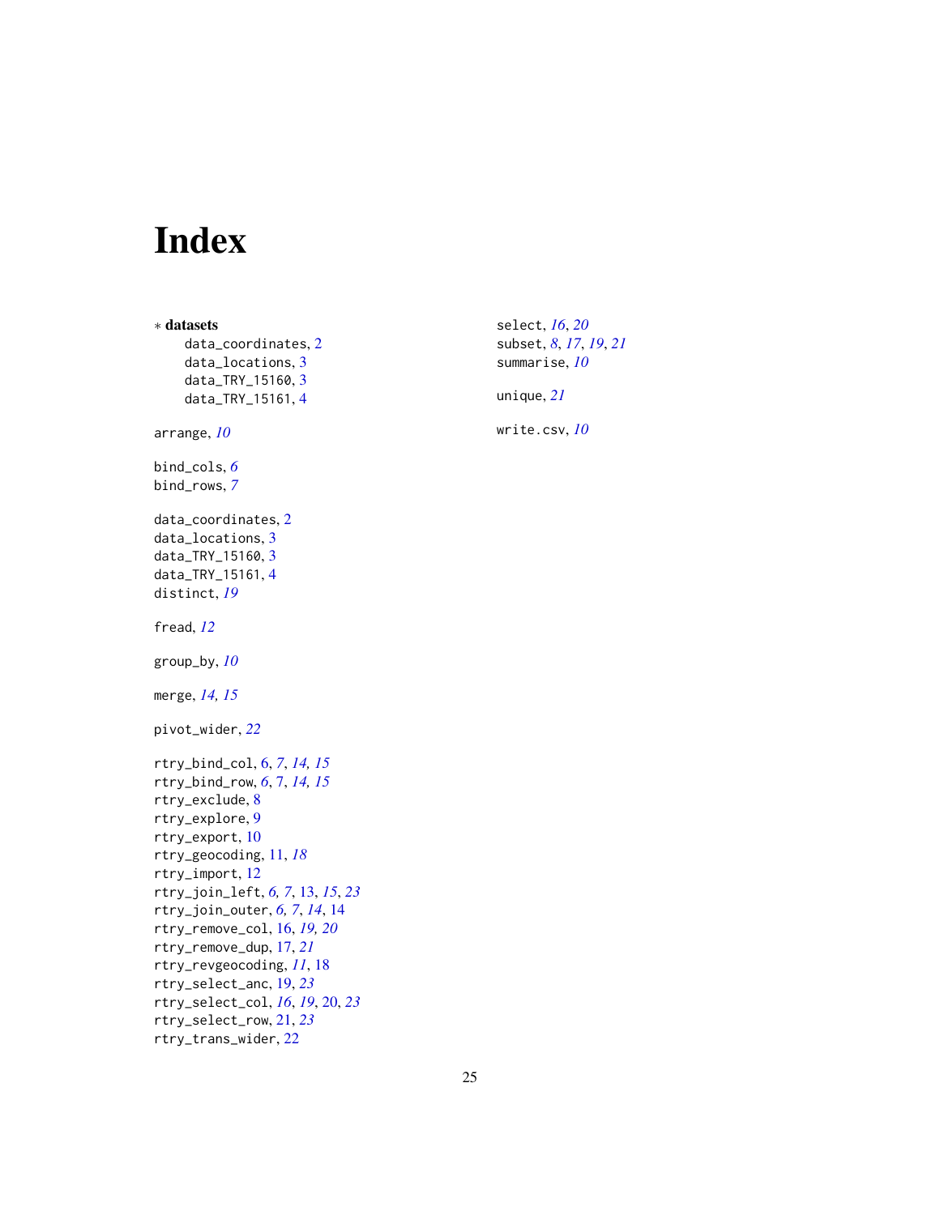# Index

∗ **datasets**
    data_coordinates, 2
    data_locations, 3
    data_TRY_15160, 3
    data_TRY_15161, 4

arrange, *10*

bind_cols, *6*
bind_rows, *7*

data_coordinates, 2
data_locations, 3
data_TRY_15160, 3
data_TRY_15161, 4
distinct, *19*

fread, *12*

group_by, *10*

merge, *14, 15*

pivot_wider, *22*

rtry_bind_col, 6, *7*, *14, 15*
rtry_bind_row, *6*, 7, *14, 15*
rtry_exclude, 8
rtry_explore, 9
rtry_export, 10
rtry_geocoding, 11, *18*
rtry_import, 12
rtry_join_left, *6, 7*, 13, *15*, *23*
rtry_join_outer, *6, 7*, *14*, 14
rtry_remove_col, 16, *19, 20*
rtry_remove_dup, 17, *21*
rtry_revgeocoding, *11*, 18
rtry_select_anc, 19, *23*
rtry_select_col, *16*, *19*, 20, *23*
rtry_select_row, 21, *23*
rtry_trans_wider, 22

select, *16*, *20*
subset, *8*, *17*, *19*, *21*
summarise, *10*

unique, *21*

write.csv, *10*